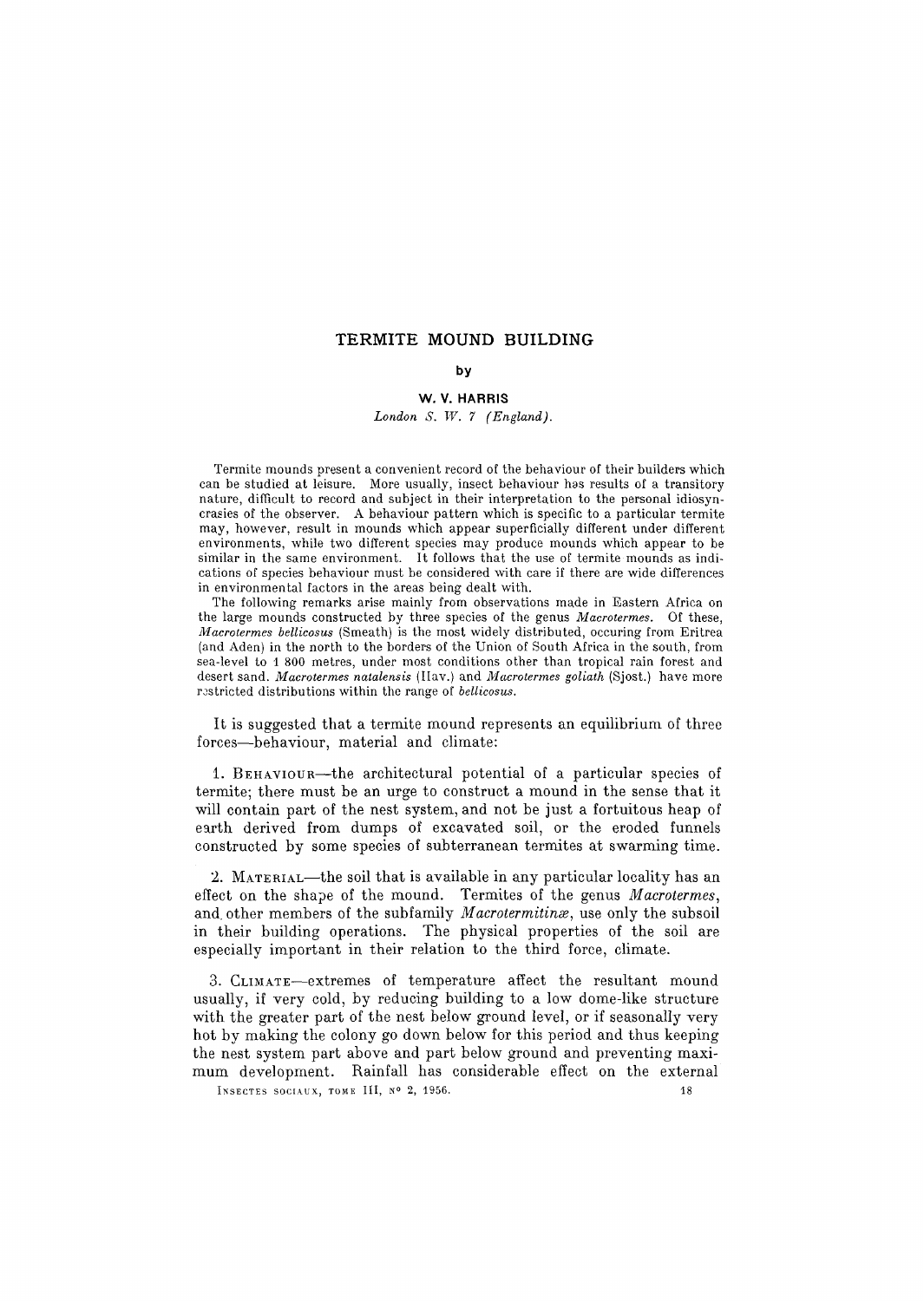# TERMITE MOUND BUILDING

by

**W. V. HARRIS**

*London S. W. 7 (England).*

Termite mounds present a convenient record of the behaviour of their builders which can be studied at leisure. More usually, insect behaviour has results of a transitory nature, difficult to record and subject in their interpretation to the personal idiosyncrasies of the observer. A behaviour pattern which is specific to a particular termite may, however, result in mounds which appear superficially different under different environments, while two different species may produce mounds which appear to be similar in the same environment. It follows that the use of termite mounds as indications of species behaviour must be considered with care if there are wide differences in environmental factors in the areas being dealt with.

The following remarks arise mainly from observations made in Eastern Africa on the large mounds constructed by three species of the genus *Macrotermes*. Of these, *Macrotermes bellicosus* (Smeath) is the most widely distributed, occuring from Eritrea (and Aden) in the north to the borders of the Union of South Africa in the south, from sea-level to 1 800 metres, under most conditions other than tropical rain forest and desert sand. *Macrotermes natalensis* (Hav.) and *Macrotermes goliath* (Sjost.) have more restricted distributions within the range of *bellicosus*.

It is suggested that a termite mound represents an equilibrium of three forces—behaviour, material and climate:

1. BEHAVIOUR—the architectural potential of a particular species of termite; there must be an urge to construct a mound in the sense that it will contain part of the nest system, and not be just a fortuitous heap of earth derived from dumps of excavated soil, or the eroded funnels constructed by some species of subterranean termites at swarming time.

2. MATERIAL—the soil that is available in any particular locality has an effect on the shape of the mound. Termites of the genus *Macrotermes*, and other members of the subfamily *Macrotermitinæ*, use only the subsoil in their building operations. The physical properties of the soil are especially important in their relation to the third force, climate.

3. CLIMATE—extremes of temperature affect the resultant mound usually, if very cold, by reducing building to a low dome-like structure with the greater part of the nest below ground level, or if seasonally very hot by making the colony go down below for this period and thus keeping the nest system part above and part below ground and preventing maximum development. Rainfall has considerable effect on the external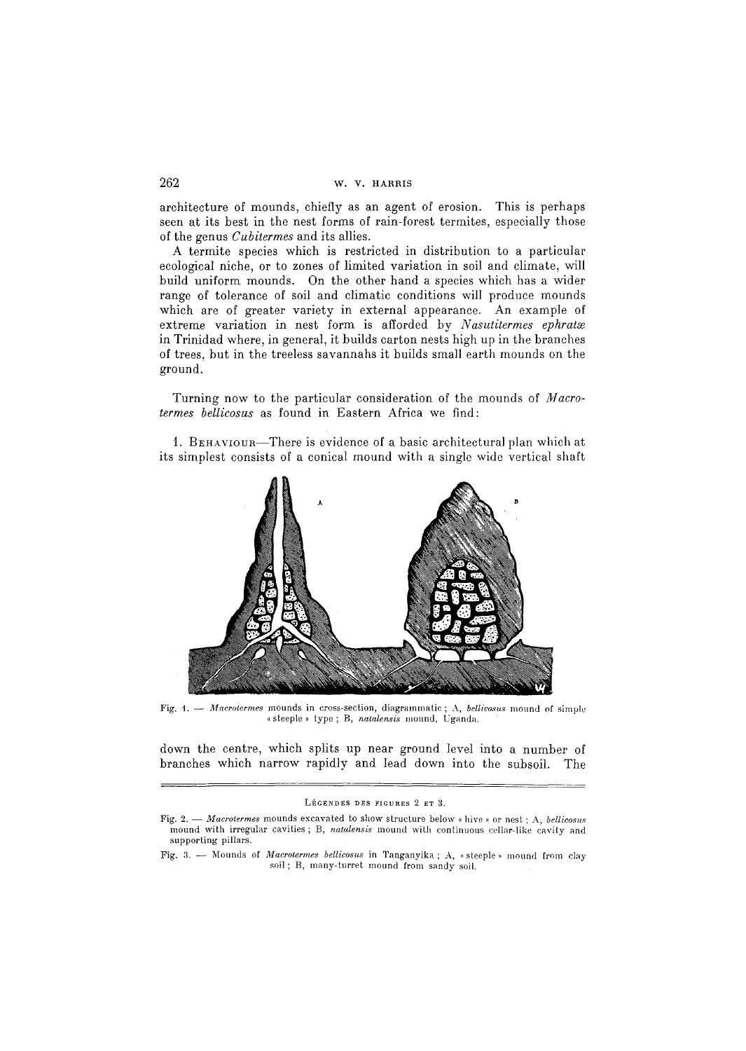architecture of mounds, chiefly as an agent of erosion. This is perhaps seen at its best in the nest forms of rain-forest termites, especially those of the genus *Cubitermes* and its allies.

A termite species which is restricted in distribution to a particular ecological niche, or to zones of limited variation in soil and climate, will build uniform mounds. On the other hand a species which has a wider range of tolerance of soil and climatic conditions will produce mounds which are of greater variety in external appearance. An example of extreme variation in nest form is afforded by *Nasutitermes ephratæ* in Trinidad where, in general, it builds carton nests high up in the branches of trees, but in the treeless savannahs it builds small earth mounds on the ground.

Turning now to the particular consideration of the mounds of *Macrotermes bellicosus* as found in Eastern Africa we find:

1. Behaviour—There is evidence of a basic architectural plan which at its simplest consists of a conical mound with a single wide vertical shaft

Fig. 1. — *Macrotermes* mounds in cross-section, diagrammatic; A, *bellicosus* mound of simple « steeple » type; B, *natalensis* mound, Uganda.

down the centre, which splits up near ground level into a number of branches which narrow rapidly and lead down into the subsoil. The

Légendes des figures 2 et 3.

Fig. 2. — *Macrotermes* mounds excavated to show structure below « hive » or nest; A, *bellicosus* mound with irregular cavities; B, *natalensis* mound with continuous cellar-like cavity and supporting pillars.

Fig. 3. — Mounds of *Macrotermes bellicosus* in Tanganyika; A, « steeple » mound from clay soil; B, many-turret mound from sandy soil.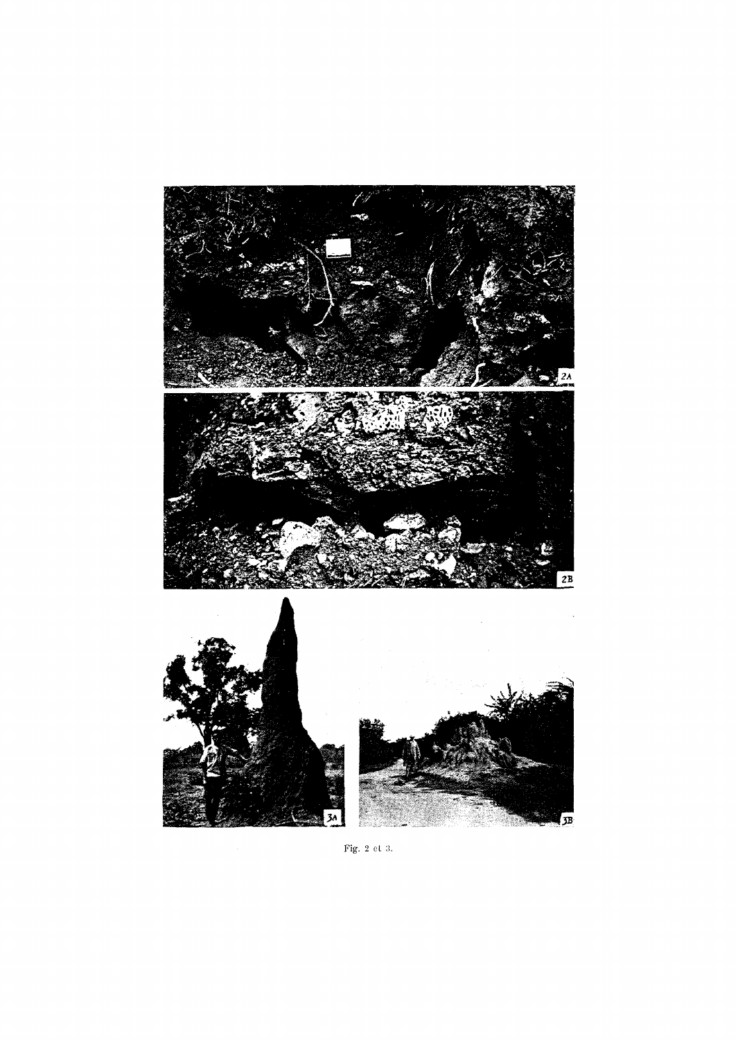Fig. 2 et 3.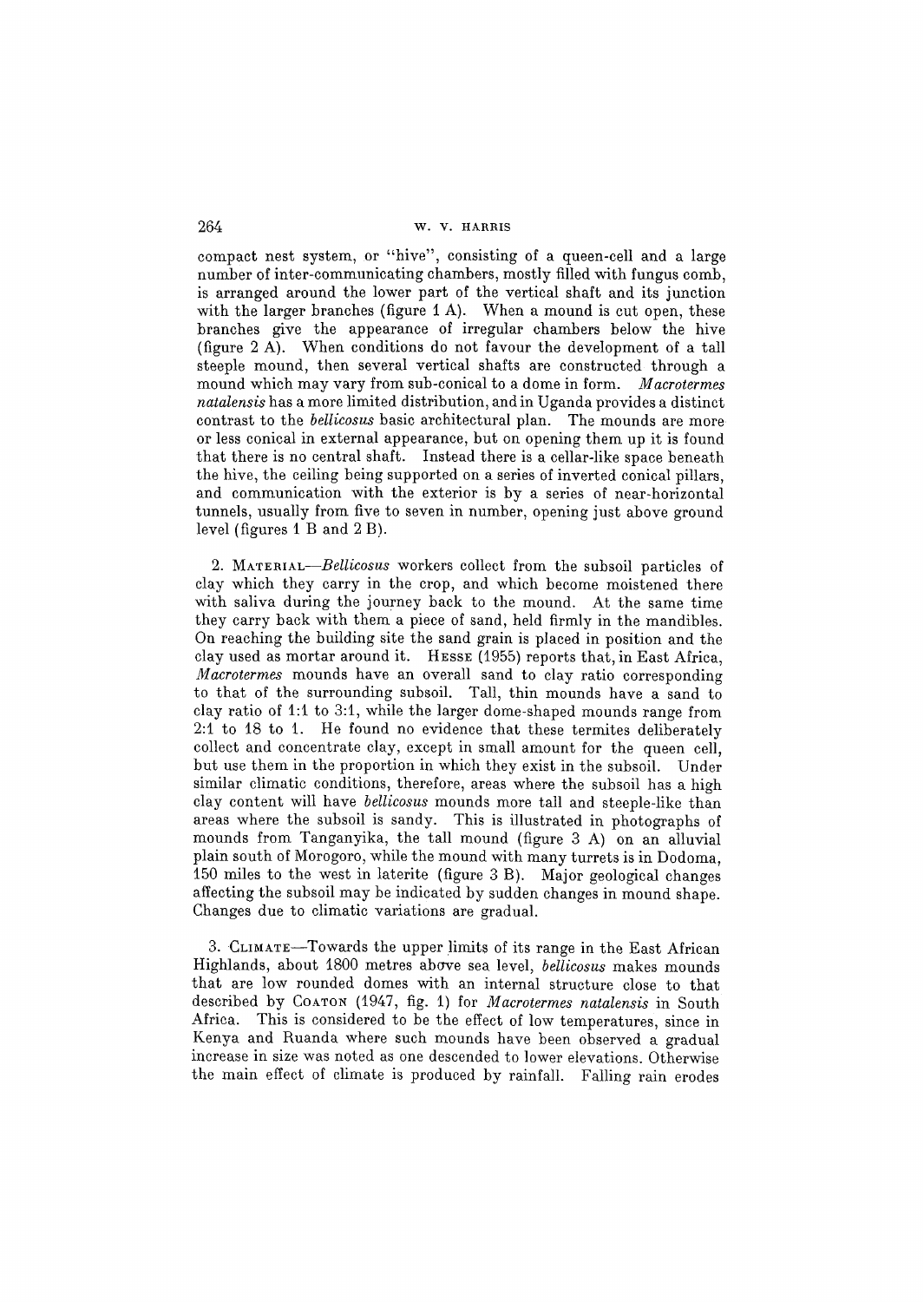compact nest system, or "hive", consisting of a queen-cell and a large number of inter-communicating chambers, mostly filled with fungus comb, is arranged around the lower part of the vertical shaft and its junction with the larger branches (figure 1 A). When a mound is cut open, these branches give the appearance of irregular chambers below the hive (figure 2 A). When conditions do not favour the development of a tall steeple mound, then several vertical shafts are constructed through a mound which may vary from sub-conical to a dome in form. *Macrotermes natalensis* has a more limited distribution, and in Uganda provides a distinct contrast to the *bellicosus* basic architectural plan. The mounds are more or less conical in external appearance, but on opening them up it is found that there is no central shaft. Instead there is a cellar-like space beneath the hive, the ceiling being supported on a series of inverted conical pillars, and communication with the exterior is by a series of near-horizontal tunnels, usually from five to seven in number, opening just above ground level (figures 1 B and 2 B).

2. MATERIAL—*Bellicosus* workers collect from the subsoil particles of clay which they carry in the crop, and which become moistened there with saliva during the journey back to the mound. At the same time they carry back with them a piece of sand, held firmly in the mandibles. On reaching the building site the sand grain is placed in position and the clay used as mortar around it. HESSE (1955) reports that, in East Africa, *Macrotermes* mounds have an overall sand to clay ratio corresponding to that of the surrounding subsoil. Tall, thin mounds have a sand to clay ratio of 1:1 to 3:1, while the larger dome-shaped mounds range from 2:1 to 18 to 1. He found no evidence that these termites deliberately collect and concentrate clay, except in small amount for the queen cell, but use them in the proportion in which they exist in the subsoil. Under similar climatic conditions, therefore, areas where the subsoil has a high clay content will have *bellicosus* mounds more tall and steeple-like than areas where the subsoil is sandy. This is illustrated in photographs of mounds from Tanganyika, the tall mound (figure 3 A) on an alluvial plain south of Morogoro, while the mound with many turrets is in Dodoma, 150 miles to the west in laterite (figure 3 B). Major geological changes affecting the subsoil may be indicated by sudden changes in mound shape. Changes due to climatic variations are gradual.

3. CLIMATE—Towards the upper limits of its range in the East African Highlands, about 1800 metres above sea level, *bellicosus* makes mounds that are low rounded domes with an internal structure close to that described by COATON (1947, fig. 1) for *Macrotermes natalensis* in South Africa. This is considered to be the effect of low temperatures, since in Kenya and Ruanda where such mounds have been observed a gradual increase in size was noted as one descended to lower elevations. Otherwise the main effect of climate is produced by rainfall. Falling rain erodes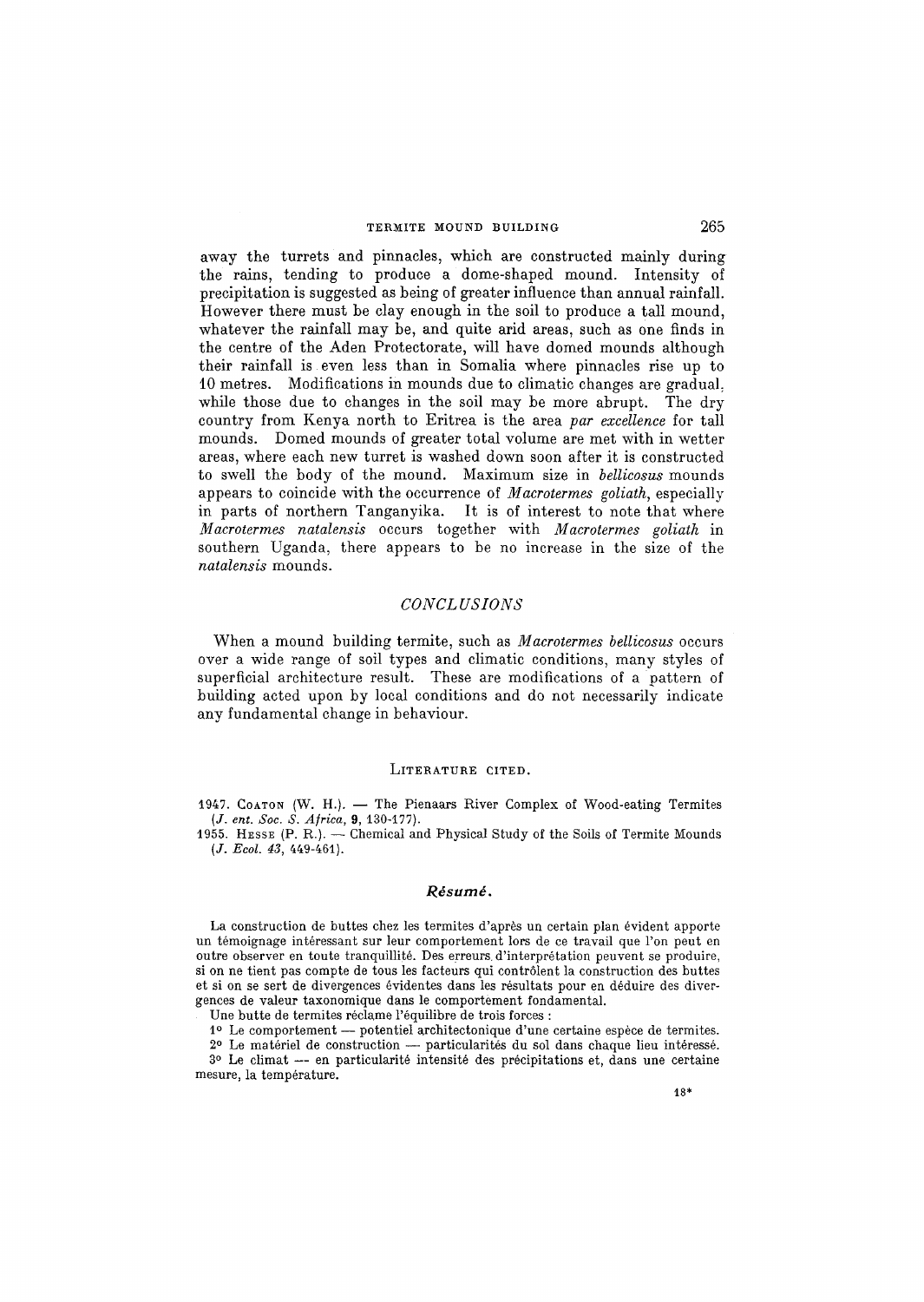away the turrets and pinnacles, which are constructed mainly during the rains, tending to produce a dome-shaped mound. Intensity of precipitation is suggested as being of greater influence than annual rainfall. However there must be clay enough in the soil to produce a tall mound, whatever the rainfall may be, and quite arid areas, such as one finds in the centre of the Aden Protectorate, will have domed mounds although their rainfall is even less than in Somalia where pinnacles rise up to 10 metres. Modifications in mounds due to climatic changes are gradual, while those due to changes in the soil may be more abrupt. The dry country from Kenya north to Eritrea is the area *par excellence* for tall mounds. Domed mounds of greater total volume are met with in wetter areas, where each new turret is washed down soon after it is constructed to swell the body of the mound. Maximum size in *bellicosus* mounds appears to coincide with the occurrence of *Macrotermes goliath*, especially in parts of northern Tanganyika. It is of interest to note that where *Macrotermes natalensis* occurs together with *Macrotermes goliath* in southern Uganda, there appears to be no increase in the size of the *natalensis* mounds.

## *CONCLUSIONS*

When a mound building termite, such as *Macrotermes bellicosus* occurs over a wide range of soil types and climatic conditions, many styles of superficial architecture result. These are modifications of a pattern of building acted upon by local conditions and do not necessarily indicate any fundamental change in behaviour.

### LITERATURE CITED.

1947. COATON (W. H.). — The Pienaars River Complex of Wood-eating Termites (*J. ent. Soc. S. Africa*, **9**, 130-177).

1955. HESSE (P. R.). — Chemical and Physical Study of the Soils of Termite Mounds (*J. Ecol. 43*, 449-461).

## ***Résumé.***

La construction de buttes chez les termites d'après un certain plan évident apporte un témoignage intéressant sur leur comportement lors de ce travail que l'on peut en outre observer en toute tranquillité. Des erreurs d'interprétation peuvent se produire, si on ne tient pas compte de tous les facteurs qui contrôlent la construction des buttes et si on se sert de divergences évidentes dans les résultats pour en déduire des divergences de valeur taxonomique dans le comportement fondamental.

Une butte de termites réclame l'équilibre de trois forces :

1° Le comportement — potentiel architectonique d'une certaine espèce de termites.

2° Le matériel de construction — particularités du sol dans chaque lieu intéressé.

3° Le climat — en particularité intensité des précipitations et, dans une certaine mesure, la température.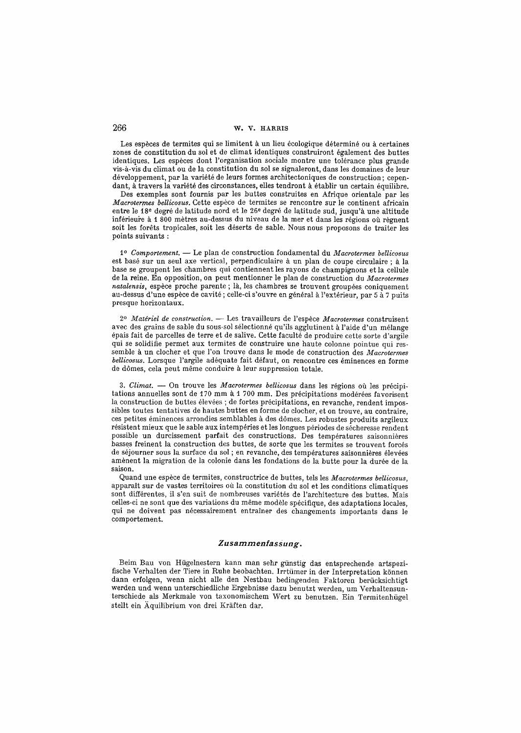Les espèces de termites qui se limitent à un lieu écologique déterminé ou à certaines zones de constitution du sol et de climat identiques construiront également des buttes identiques. Les espèces dont l'organisation sociale montre une tolérance plus grande vis-à-vis du climat ou de la constitution du sol se signaleront, dans les domaines de leur développement, par la variété de leurs formes architectoniques de construction ; cependant, à travers la variété des circonstances, elles tendront à établir un certain équilibre.

Des exemples sont fournis par les buttes construites en Afrique orientale par les *Macrotermes bellicosus*. Cette espèce de termites se rencontre sur le continent africain entre le 18e degré de latitude nord et le 26e degré de latitude sud, jusqu'à une altitude inférieure à 1 800 mètres au-dessus du niveau de la mer et dans les régions où règnent soit les forêts tropicales, soit les déserts de sable. Nous nous proposons de traiter les points suivants :

1° *Comportement.* — Le plan de construction fondamental du *Macrotermes bellicosus* est basé sur un seul axe vertical, perpendiculaire à un plan de coupe circulaire ; à la base se groupent les chambres qui contiennent les rayons de champignons et la cellule de la reine. En opposition, on peut mentionner le plan de construction du *Macrotermes natalensis*, espèce proche parente ; là, les chambres se trouvent groupées coniquement au-dessus d'une espèce de cavité ; celle-ci s'ouvre en général à l'extérieur, par 5 à 7 puits presque horizontaux.

2° *Matériel de construction.* — Les travailleurs de l'espèce *Macrotermes* construisent avec des grains de sable du sous-sol sélectionné qu'ils agglutinent à l'aide d'un mélange épais fait de parcelles de terre et de salive. Cette faculté de produire cette sorte d'argile qui se solidifie permet aux termites de construire une haute colonne pointue qui ressemble à un clocher et que l'on trouve dans le mode de construction des *Macrotermes bellicosus*. Lorsque l'argile adéquate fait défaut, on rencontre ces éminences en forme de dômes, cela peut même conduire à leur suppression totale.

3. *Climat.* — On trouve les *Macrotermes bellicosus* dans les régions où les précipitations annuelles sont de 170 mm à 1 700 mm. Des précipitations modérées favorisent la construction de buttes élevées ; de fortes précipitations, en revanche, rendent impossibles toutes tentatives de hautes buttes en forme de clocher, et on trouve, au contraire, ces petites éminences arrondies semblables à des dômes. Les robustes produits argileux résistent mieux que le sable aux intempéries et les longues périodes de sécheresse rendent possible un durcissement parfait des constructions. Des températures saisonnières basses freinent la construction des buttes, de sorte que les termites se trouvent forcés de séjourner sous la surface du sol ; en revanche, des températures saisonnières élevées amènent la migration de la colonie dans les fondations de la butte pour la durée de la saison.

Quand une espèce de termites, constructrice de buttes, tels les *Macrotermes bellicosus*, apparaît sur de vastes territoires où la constitution du sol et les conditions climatiques sont différentes, il s'en suit de nombreuses variétés de l'architecture des buttes. Mais celles-ci ne sont que des variations du même modèle spécifique, des adaptations locales, qui ne doivent pas nécessairement entraîner des changements importants dans le comportement.

## *Zusammenfassung.*

Beim Bau von Hügelnestern kann man sehr günstig das entsprechende artspezifische Verhalten der Tiere in Ruhe beobachten. Irrtümer in der Interpretation können dann erfolgen, wenn nicht alle den Nestbau bedingenden Faktoren berücksichtigt werden und wenn unterschiedliche Ergebnisse dazu benutzt werden, um Verhaltensunterschiede als Merkmale von taxonomischem Wert zu benutzen. Ein Termitenhügel stellt ein Äquilibrium von drei Kräften dar.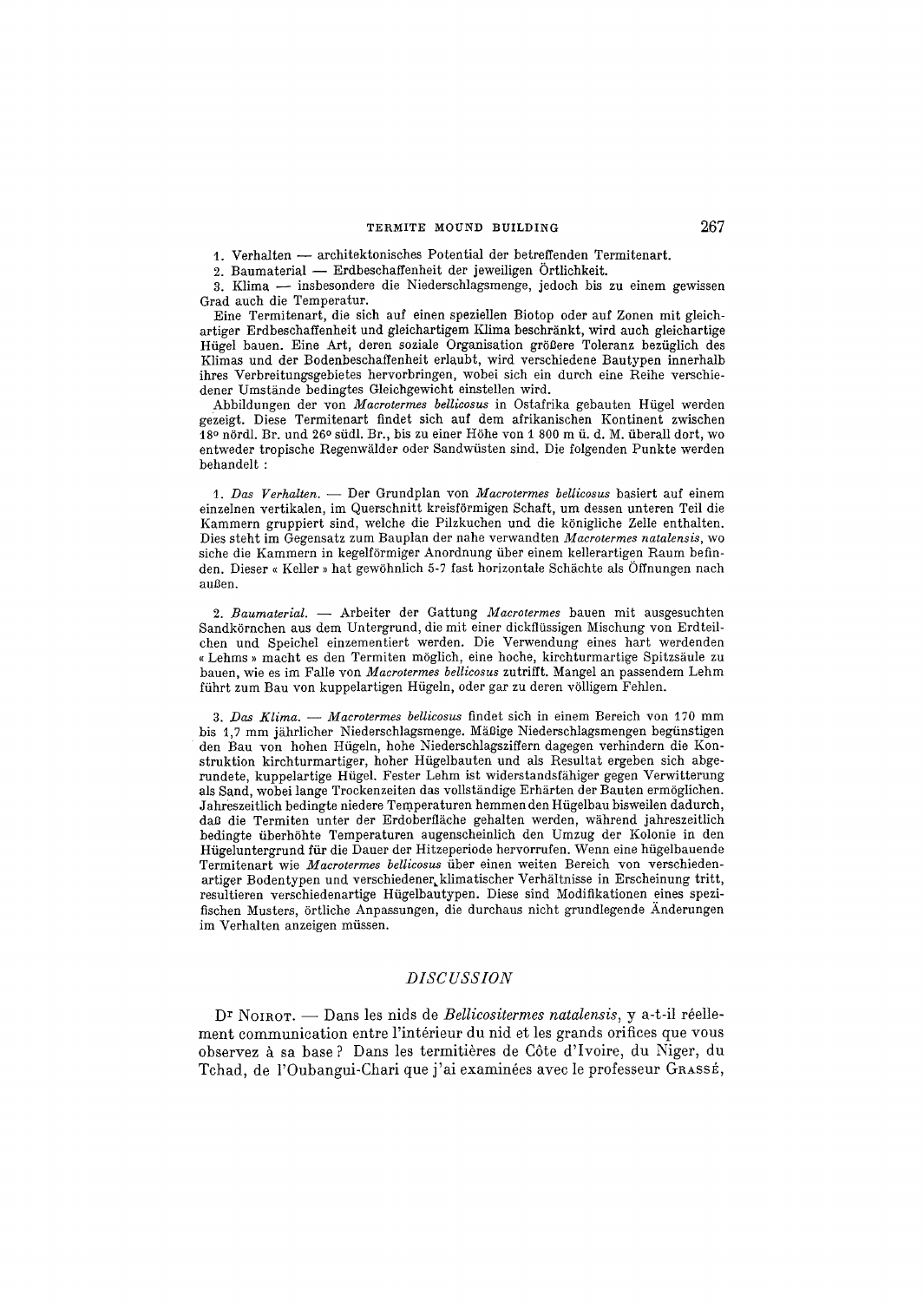1. Verhalten — architektonisches Potential der betreffenden Termitenart.
2. Baumaterial — Erdbeschaffenheit der jeweiligen Örtlichkeit.
3. Klima — insbesondere die Niederschlagsmenge, jedoch bis zu einem gewissen Grad auch die Temperatur.

Eine Termitenart, die sich auf einen speziellen Biotop oder auf Zonen mit gleichartiger Erdbeschaffenheit und gleichartigem Klima beschränkt, wird auch gleichartige Hügel bauen. Eine Art, deren soziale Organisation größere Toleranz bezüglich des Klimas und der Bodenbeschaffenheit erlaubt, wird verschiedene Bautypen innerhalb ihres Verbreitungsgebietes hervorbringen, wobei sich ein durch eine Reihe verschiedener Umstände bedingtes Gleichgewicht einstellen wird.

Abbildungen der von *Macrotermes bellicosus* in Ostafrika gebauten Hügel werden gezeigt. Diese Termitenart findet sich auf dem afrikanischen Kontinent zwischen 18° nördl. Br. und 26° südl. Br., bis zu einer Höhe von 1 800 m ü. d. M. überall dort, wo entweder tropische Regenwälder oder Sandwüsten sind. Die folgenden Punkte werden behandelt :

1. *Das Verhalten.* — Der Grundplan von *Macrotermes bellicosus* basiert auf einem einzelnen vertikalen, im Querschnitt kreisförmigen Schaft, um dessen unteren Teil die Kammern gruppiert sind, welche die Pilzkuchen und die königliche Zelle enthalten. Dies steht im Gegensatz zum Bauplan der nahe verwandten *Macrotermes natalensis*, wo siche die Kammern in kegelförmiger Anordnung über einem kellerartigen Raum befinden. Dieser « Keller » hat gewöhnlich 5-7 fast horizontale Schächte als Öffnungen nach außen.

2. *Baumaterial.* — Arbeiter der Gattung *Macrotermes* bauen mit ausgesuchten Sandkörnchen aus dem Untergrund, die mit einer dickflüssigen Mischung von Erdteilchen und Speichel einzementiert werden. Die Verwendung eines hart werdenden « Lehms » macht es den Termiten möglich, eine hoche, kirchturmartige Spitzsäule zu bauen, wie es im Falle von *Macrotermes bellicosus* zutrifft. Mangel an passendem Lehm führt zum Bau von kuppelartigen Hügeln, oder gar zu deren völligem Fehlen.

3. *Das Klima.* — *Macrotermes bellicosus* findet sich in einem Bereich von 170 mm bis 1,7 mm jährlicher Niederschlagsmenge. Mäßige Niederschlagsmengen begünstigen den Bau von hohen Hügeln, hohe Niederschlagsziffern dagegen verhindern die Konstruktion kirchturmartiger, hoher Hügelbauten und als Resultat ergeben sich abgerundete, kuppelartige Hügel. Fester Lehm ist widerstandsfähiger gegen Verwitterung als Sand, wobei lange Trockenzeiten das vollständige Erhärten der Bauten ermöglichen. Jahreszeitlich bedingte niedere Temperaturen hemmen den Hügelbau bisweilen dadurch, daß die Termiten unter der Erdoberfläche gehalten werden, während jahreszeitlich bedingte überhöhte Temperaturen augenscheinlich den Umzug der Kolonie in den Hügeluntergrund für die Dauer der Hitzeperiode hervorrufen. Wenn eine hügelbauende Termitenart wie *Macrotermes bellicosus* über einen weiten Bereich von verschiedenartiger Bodentypen und verschiedener klimatischer Verhältnisse in Erscheinung tritt, resultieren verschiedenartige Hügelbautypen. Diese sind Modifikationen eines spezifischen Musters, örtliche Anpassungen, die durchaus nicht grundlegende Änderungen im Verhalten anzeigen müssen.

## *DISCUSSION*

Dr Noirot. — Dans les nids de *Bellicositermes natalensis*, y a-t-il réellement communication entre l'intérieur du nid et les grands orifices que vous observez à sa base ? Dans les termitières de Côte d'Ivoire, du Niger, du Tchad, de l'Oubangui-Chari que j'ai examinées avec le professeur Grassé,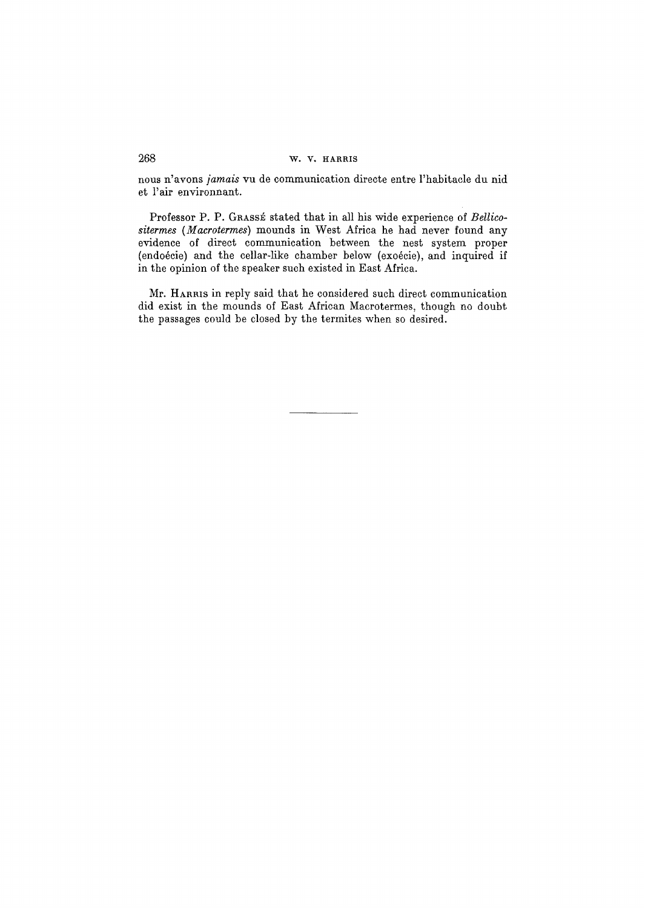nous n'avons *jamais* vu de communication directe entre l'habitacle du nid et l'air environnant.

Professor P. P. GRASSÉ stated that in all his wide experience of *Bellicositermes* (*Macrotermes*) mounds in West Africa he had never found any evidence of direct communication between the nest system proper (endoécie) and the cellar-like chamber below (exoécie), and inquired if in the opinion of the speaker such existed in East Africa.

Mr. HARRIS in reply said that he considered such direct communication did exist in the mounds of East African Macrotermes, though no doubt the passages could be closed by the termites when so desired.